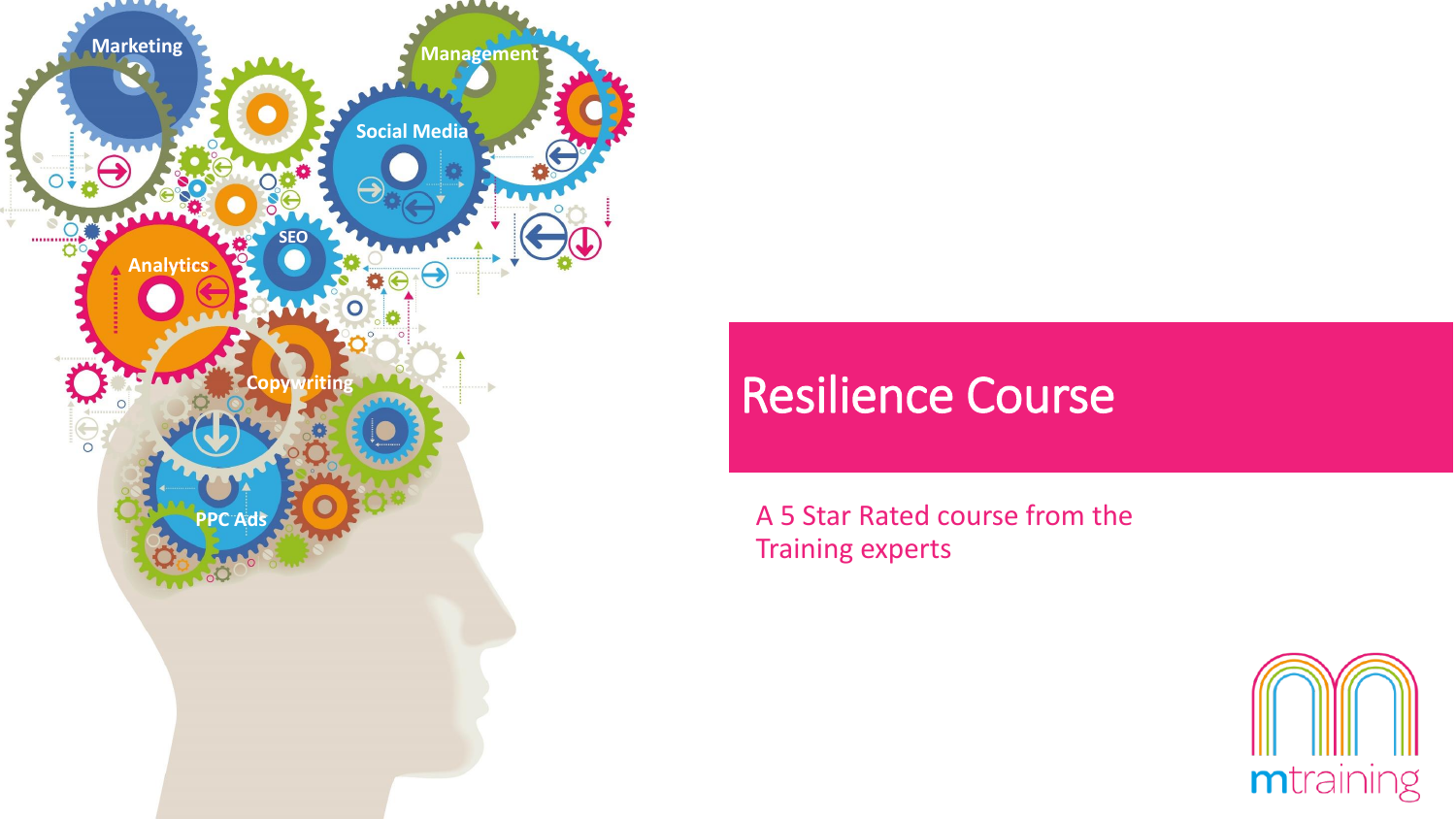# Resilience Course

A 5 Star Rated course from the Training experts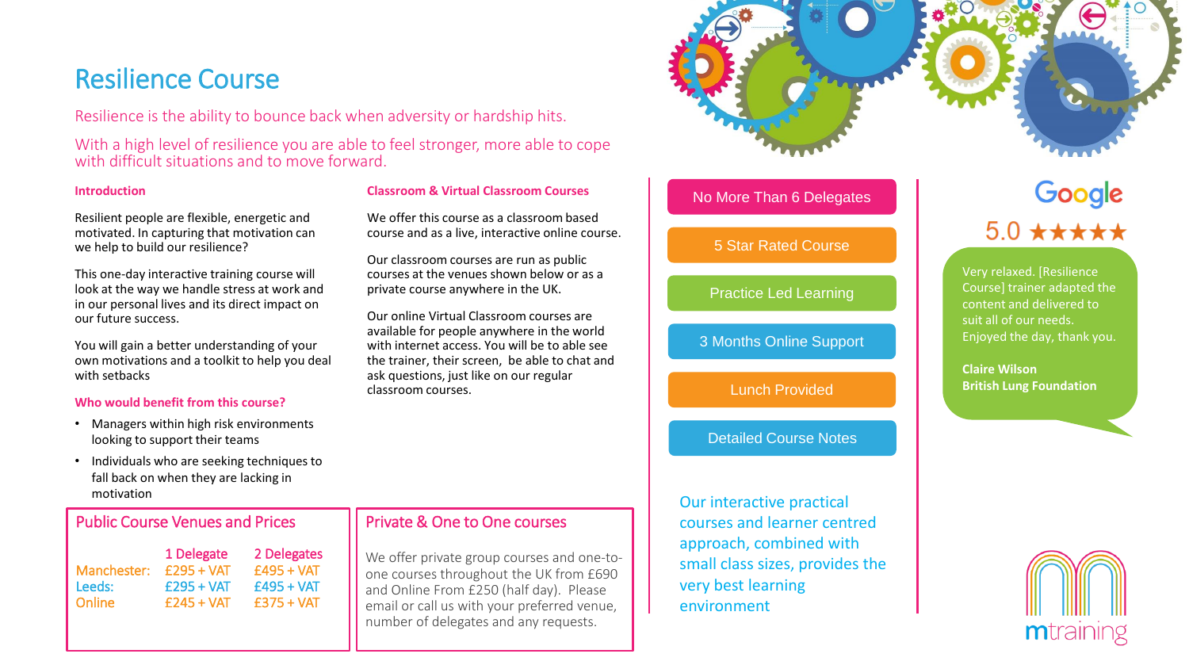# Resilience Course

Resilience is the ability to bounce back when adversity or hardship hits.

With a high level of resilience you are able to feel stronger, more able to cope with difficult situations and to move forward.

### Introduction

Resilient people are flexible, energetic and motivated. In capturing that motivation can we help to build our resilience?

This one-day interactive training course will look at the way we handle stress at work and in our personal lives and its direct impact on our future success.

You will gain a better understanding of your own motivations and a toolkit to help you deal with setbacks

### Who would benefit from this course?

- Managers within high risk environments looking to support their teams
- Individuals who are seeking techniques to fall back on when they are lacking in motivation

### Classroom & Virtual Classroom Courses

We offer this course as a classroom based course and as a live, interactive online course.

Our classroom courses are run as public courses at the venues shown below or as a private course anywhere in the UK.

Our online Virtual Classroom courses are available for people anywhere in the world with internet access. You will be to able see the trainer, their screen, be able to chat and ask questions, just like on our regular classroom courses.

## Public Course Venues and Prices

| | 1 Delegate | 2 Delegates |
|---|---|---|
| Manchester: | £295 + VAT | £495 + VAT |
| Leeds: | £295 + VAT | £495 + VAT |
| Online | £245 + VAT | £375 + VAT |

## Private & One to One courses

We offer private group courses and one-to-one courses throughout the UK from £690 and Online From £250 (half day). Please email or call us with your preferred venue, number of delegates and any requests.

- No More Than 6 Delegates
- 5 Star Rated Course
- Practice Led Learning
- 3 Months Online Support
- Lunch Provided
- Detailed Course Notes

Our interactive practical courses and learner centred approach, combined with small class sizes, provides the very best learning environment

Google 5.0 ★★★★★

Very relaxed. [Resilience Course] trainer adapted the content and delivered to suit all of our needs. Enjoyed the day, thank you.

**Claire Wilson**
**British Lung Foundation**

mtraining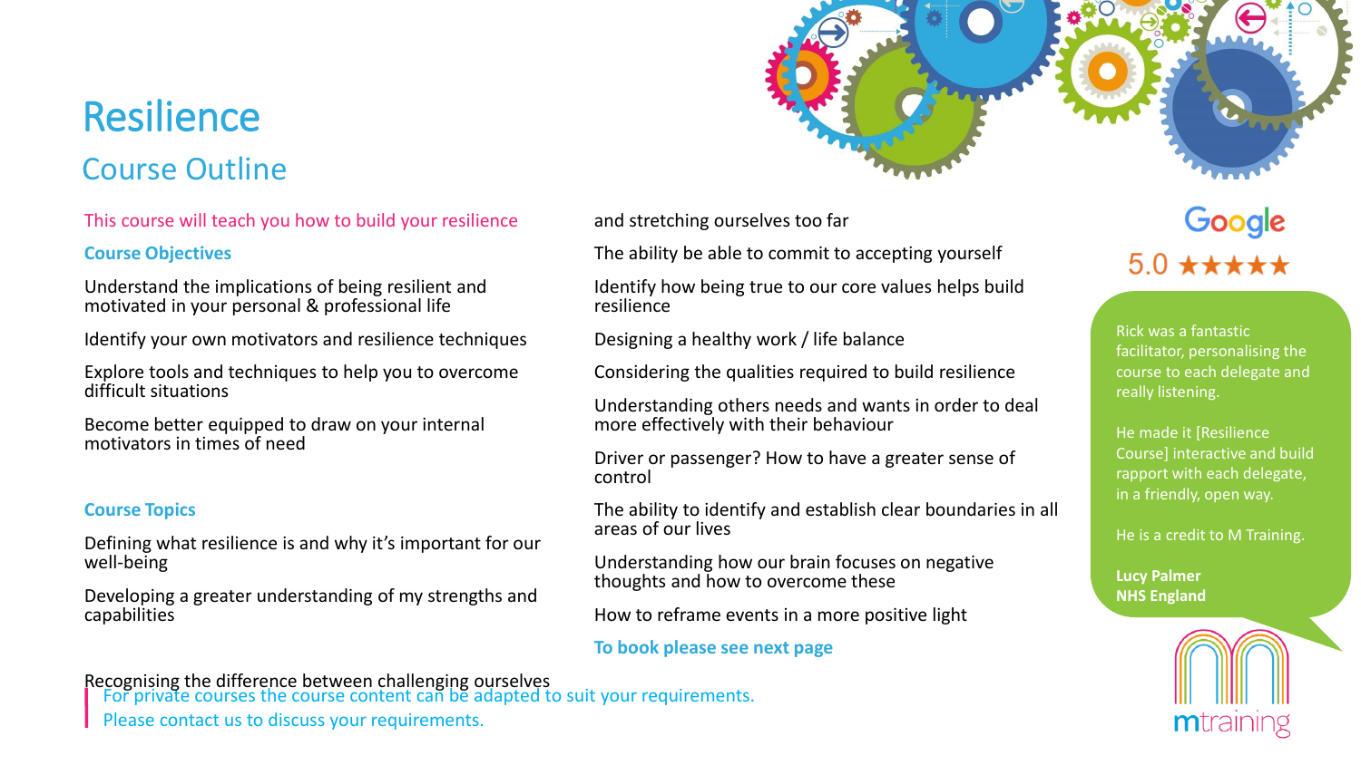# Resilience

## Course Outline

This course will teach you how to build your resilience

### Course Objectives

Understand the implications of being resilient and motivated in your personal & professional life

Identify your own motivators and resilience techniques

Explore tools and techniques to help you to overcome difficult situations

Become better equipped to draw on your internal motivators in times of need

### Course Topics

Defining what resilience is and why it's important for our well-being

Developing a greater understanding of my strengths and capabilities

Recognising the difference between challenging ourselves and stretching ourselves too far

The ability be able to commit to accepting yourself

Identify how being true to our core values helps build resilience

Designing a healthy work / life balance

Considering the qualities required to build resilience

Understanding others needs and wants in order to deal more effectively with their behaviour

Driver or passenger? How to have a greater sense of control

The ability to identify and establish clear boundaries in all areas of our lives

Understanding how our brain focuses on negative thoughts and how to overcome these

How to reframe events in a more positive light

**To book please see next page**

For private courses the course content can be adapted to suit your requirements.

Please contact us to discuss your requirements.

Google

5.0 ★★★★★

Rick was a fantastic facilitator, personalising the course to each delegate and really listening.

He made it [Resilience Course] interactive and build rapport with each delegate, in a friendly, open way.

He is a credit to M Training.

**Lucy Palmer**
**NHS England**

mtraining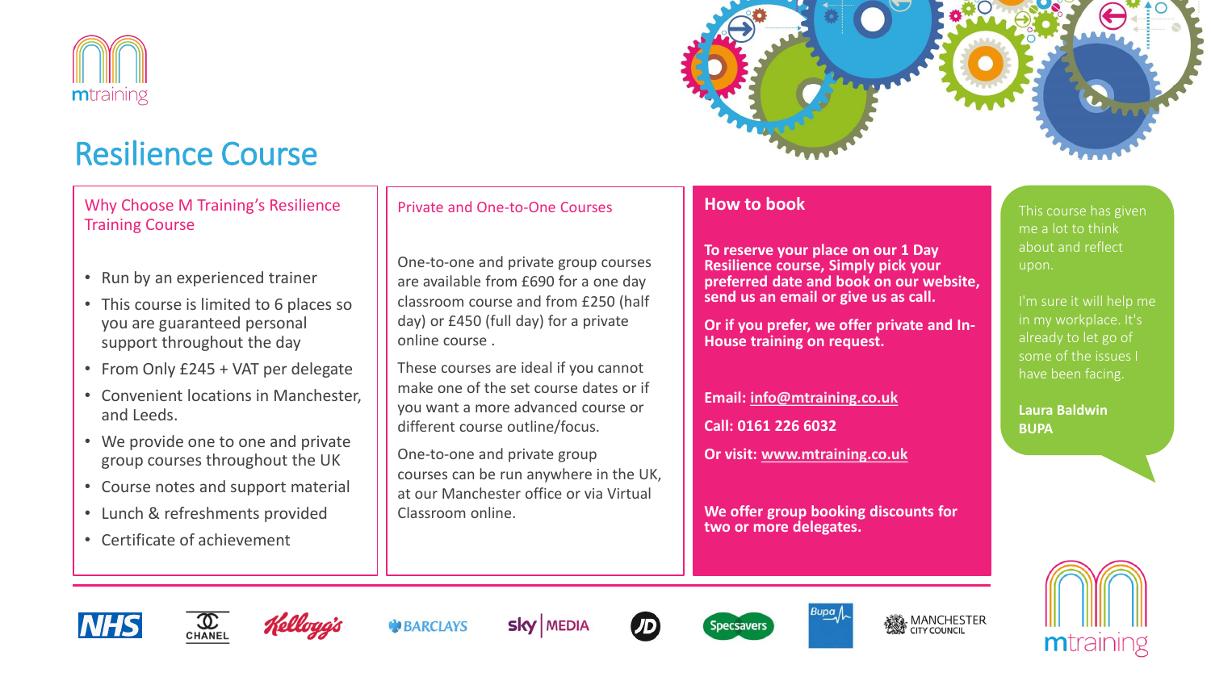# Resilience Course

## Why Choose M Training's Resilience Training Course

- Run by an experienced trainer
- This course is limited to 6 places so you are guaranteed personal support throughout the day
- From Only £245 + VAT per delegate
- Convenient locations in Manchester, and Leeds.
- We provide one to one and private group courses throughout the UK
- Course notes and support material
- Lunch & refreshments provided
- Certificate of achievement

## Private and One-to-One Courses

One-to-one and private group courses are available from £690 for a one day classroom course and from £250 (half day) or £450 (full day) for a private online course .

These courses are ideal if you cannot make one of the set course dates or if you want a more advanced course or different course outline/focus.

One-to-one and private group courses can be run anywhere in the UK, at our Manchester office or via Virtual Classroom online.

## How to book

**To reserve your place on our 1 Day Resilience course, Simply pick your preferred date and book on our website, send us an email or give us as call.**

**Or if you prefer, we offer private and In-House training on request.**

**Email: info@mtraining.co.uk**

**Call: 0161 226 6032**

**Or visit: www.mtraining.co.uk**

**We offer group booking discounts for two or more delegates.**

This course has given me a lot to think about and reflect upon.

I'm sure it will help me in my workplace. It's already to let go of some of the issues I have been facing.

**Laura Baldwin**
**BUPA**